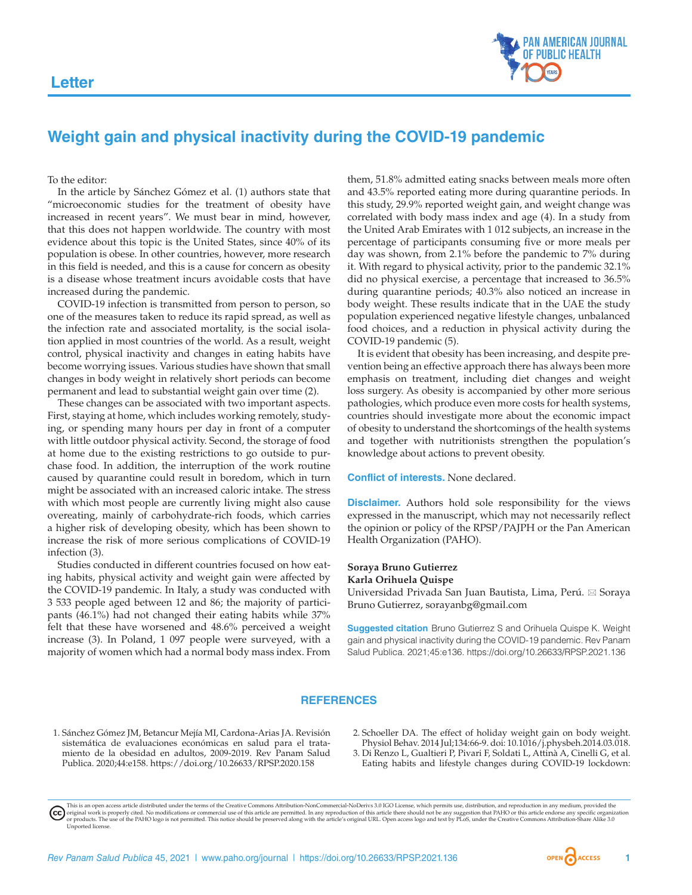Letter

# Weight gain and physical inactivity during the COVID-19 pandemic

To the editor:

In the article by Sánchez Gómez et al. (1) authors state that "microeconomic studies for the treatment of obesity have increased in recent years". We must bear in mind, however, that this does not happen worldwide. The country with most evidence about this topic is the United States, since 40% of its population is obese. In other countries, however, more research in this field is needed, and this is a cause for concern as obesity is a disease whose treatment incurs avoidable costs that have increased during the pandemic.

COVID-19 infection is transmitted from person to person, so one of the measures taken to reduce its rapid spread, as well as the infection rate and associated mortality, is the social isolation applied in most countries of the world. As a result, weight control, physical inactivity and changes in eating habits have become worrying issues. Various studies have shown that small changes in body weight in relatively short periods can become permanent and lead to substantial weight gain over time (2).

These changes can be associated with two important aspects. First, staying at home, which includes working remotely, studying, or spending many hours per day in front of a computer with little outdoor physical activity. Second, the storage of food at home due to the existing restrictions to go outside to purchase food. In addition, the interruption of the work routine caused by quarantine could result in boredom, which in turn might be associated with an increased caloric intake. The stress with which most people are currently living might also cause overeating, mainly of carbohydrate-rich foods, which carries a higher risk of developing obesity, which has been shown to increase the risk of more serious complications of COVID-19 infection (3).

Studies conducted in different countries focused on how eating habits, physical activity and weight gain were affected by the COVID-19 pandemic. In Italy, a study was conducted with 3 533 people aged between 12 and 86; the majority of participants (46.1%) had not changed their eating habits while 37% felt that these have worsened and 48.6% perceived a weight increase (3). In Poland, 1 097 people were surveyed, with a majority of women which had a normal body mass index. From them, 51.8% admitted eating snacks between meals more often and 43.5% reported eating more during quarantine periods. In this study, 29.9% reported weight gain, and weight change was correlated with body mass index and age (4). In a study from the United Arab Emirates with 1 012 subjects, an increase in the percentage of participants consuming five or more meals per day was shown, from 2.1% before the pandemic to 7% during it. With regard to physical activity, prior to the pandemic 32.1% did no physical exercise, a percentage that increased to 36.5% during quarantine periods; 40.3% also noticed an increase in body weight. These results indicate that in the UAE the study population experienced negative lifestyle changes, unbalanced food choices, and a reduction in physical activity during the COVID-19 pandemic (5).

It is evident that obesity has been increasing, and despite prevention being an effective approach there has always been more emphasis on treatment, including diet changes and weight loss surgery. As obesity is accompanied by other more serious pathologies, which produce even more costs for health systems, countries should investigate more about the economic impact of obesity to understand the shortcomings of the health systems and together with nutritionists strengthen the population's knowledge about actions to prevent obesity.

**Conflict of interests.** None declared.

**Disclaimer.** Authors hold sole responsibility for the views expressed in the manuscript, which may not necessarily reflect the opinion or policy of the RPSP/PAJPH or the Pan American Health Organization (PAHO).

**Soraya Bruno Gutierrez**
**Karla Orihuela Quispe**
Universidad Privada San Juan Bautista, Lima, Perú. ✉ Soraya Bruno Gutierrez, sorayanbg@gmail.com

**Suggested citation** Bruno Gutierrez S and Orihuela Quispe K. Weight gain and physical inactivity during the COVID-19 pandemic. Rev Panam Salud Publica. 2021;45:e136. https://doi.org/10.26633/RPSP.2021.136

## REFERENCES

1. Sánchez Gómez JM, Betancur Mejía MI, Cardona-Arias JA. Revisión sistemática de evaluaciones económicas en salud para el tratamiento de la obesidad en adultos, 2009-2019. Rev Panam Salud Publica. 2020;44:e158. https://doi.org/10.26633/RPSP.2020.158
2. Schoeller DA. The effect of holiday weight gain on body weight. Physiol Behav. 2014 Jul;134:66-9. doi: 10.1016/j.physbeh.2014.03.018.
3. Di Renzo L, Gualtieri P, Pivari F, Soldati L, Attinà A, Cinelli G, et al. Eating habits and lifestyle changes during COVID-19 lockdown:

This is an open access article distributed under the terms of the Creative Commons Attribution-NonCommercial-NoDerivs 3.0 IGO License, which permits use, distribution, and reproduction in any medium, provided the original work is properly cited. No modifications or commercial use of this article are permitted. In any reproduction of this article there should not be any suggestion that PAHO or this article endorse any specific organization or products. The use of the PAHO logo is not permitted. This notice should be preserved along with the article's original URL. Open access logo and text by PLoS, under the Creative Commons Attribution-Share Alike 3.0 Unported license.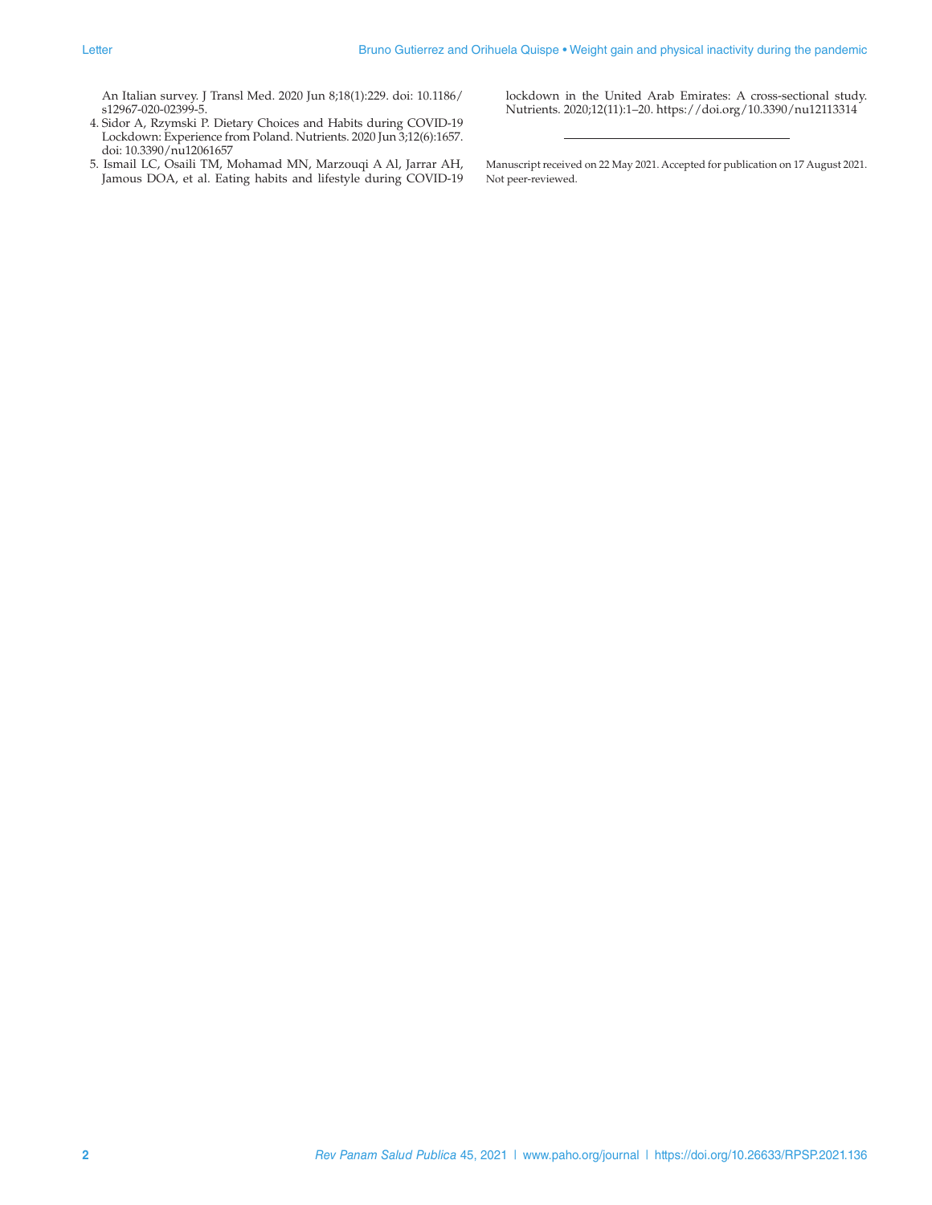An Italian survey. J Transl Med. 2020 Jun 8;18(1):229. doi: 10.1186/s12967-020-02399-5.

4. Sidor A, Rzymski P. Dietary Choices and Habits during COVID-19 Lockdown: Experience from Poland. Nutrients. 2020 Jun 3;12(6):1657. doi: 10.3390/nu12061657
5. Ismail LC, Osaili TM, Mohamad MN, Marzouqi A Al, Jarrar AH, Jamous DOA, et al. Eating habits and lifestyle during COVID-19 lockdown in the United Arab Emirates: A cross-sectional study. Nutrients. 2020;12(11):1–20. https://doi.org/10.3390/nu12113314

---

Manuscript received on 22 May 2021. Accepted for publication on 17 August 2021. Not peer-reviewed.